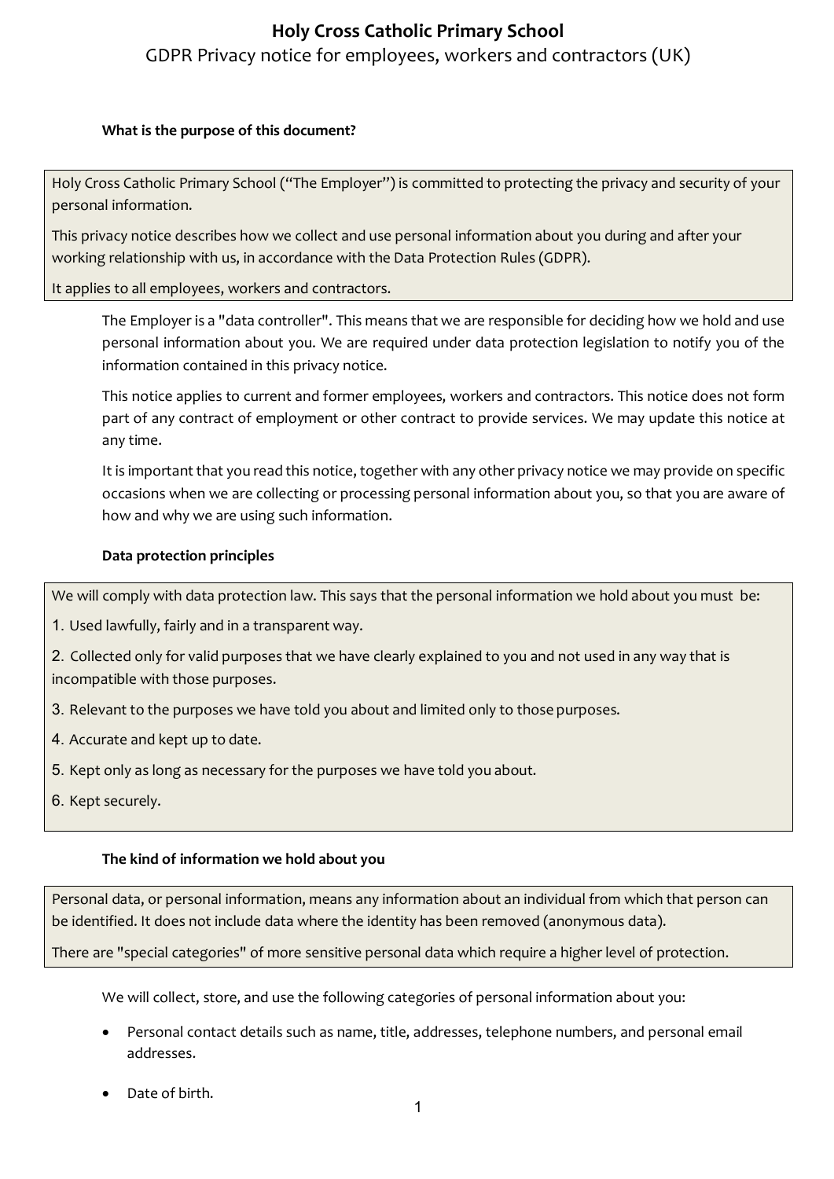# Holy Cross Catholic Primary School

GDPR Privacy notice for employees, workers and contractors (UK)

**What is the purpose of this document?**

Holy Cross Catholic Primary School ("The Employer") is committed to protecting the privacy and security of your personal information.

This privacy notice describes how we collect and use personal information about you during and after your working relationship with us, in accordance with the Data Protection Rules (GDPR).

It applies to all employees, workers and contractors.

The Employer is a "data controller". This means that we are responsible for deciding how we hold and use personal information about you. We are required under data protection legislation to notify you of the information contained in this privacy notice.

This notice applies to current and former employees, workers and contractors. This notice does not form part of any contract of employment or other contract to provide services. We may update this notice at any time.

It is important that you read this notice, together with any other privacy notice we may provide on specific occasions when we are collecting or processing personal information about you, so that you are aware of how and why we are using such information.

**Data protection principles**

We will comply with data protection law. This says that the personal information we hold about you must be:

1. Used lawfully, fairly and in a transparent way.
2. Collected only for valid purposes that we have clearly explained to you and not used in any way that is incompatible with those purposes.
3. Relevant to the purposes we have told you about and limited only to those purposes.
4. Accurate and kept up to date.
5. Kept only as long as necessary for the purposes we have told you about.
6. Kept securely.

**The kind of information we hold about you**

Personal data, or personal information, means any information about an individual from which that person can be identified. It does not include data where the identity has been removed (anonymous data).

There are "special categories" of more sensitive personal data which require a higher level of protection.

We will collect, store, and use the following categories of personal information about you:

- Personal contact details such as name, title, addresses, telephone numbers, and personal email addresses.
- Date of birth.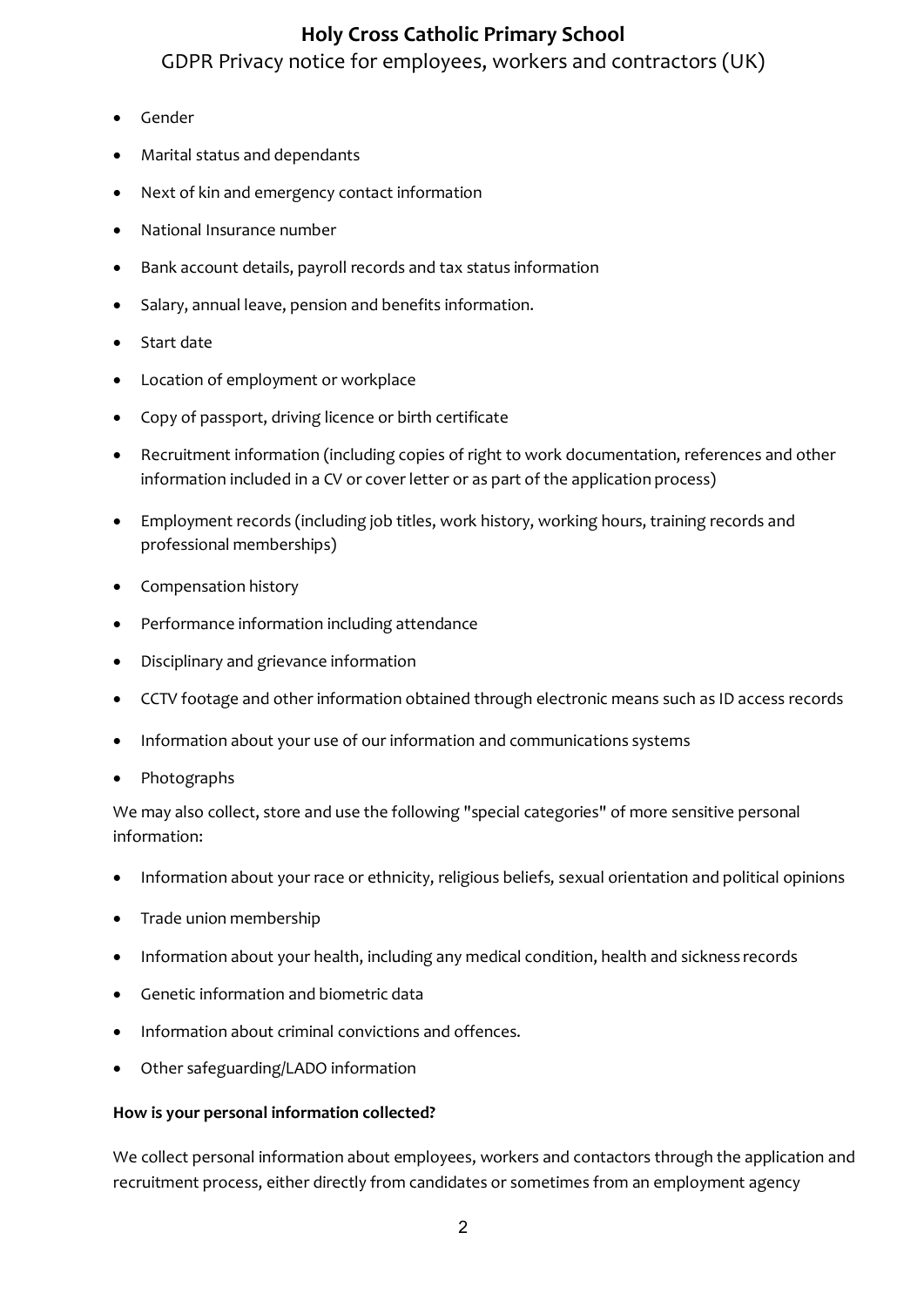- Gender
- Marital status and dependants
- Next of kin and emergency contact information
- National Insurance number
- Bank account details, payroll records and tax status information
- Salary, annual leave, pension and benefits information.
- Start date
- Location of employment or workplace
- Copy of passport, driving licence or birth certificate
- Recruitment information (including copies of right to work documentation, references and other information included in a CV or cover letter or as part of the application process)
- Employment records (including job titles, work history, working hours, training records and professional memberships)
- Compensation history
- Performance information including attendance
- Disciplinary and grievance information
- CCTV footage and other information obtained through electronic means such as ID access records
- Information about your use of our information and communications systems
- Photographs

We may also collect, store and use the following "special categories" of more sensitive personal information:

- Information about your race or ethnicity, religious beliefs, sexual orientation and political opinions
- Trade union membership
- Information about your health, including any medical condition, health and sickness records
- Genetic information and biometric data
- Information about criminal convictions and offences.
- Other safeguarding/LADO information

**How is your personal information collected?**

We collect personal information about employees, workers and contactors through the application and recruitment process, either directly from candidates or sometimes from an employment agency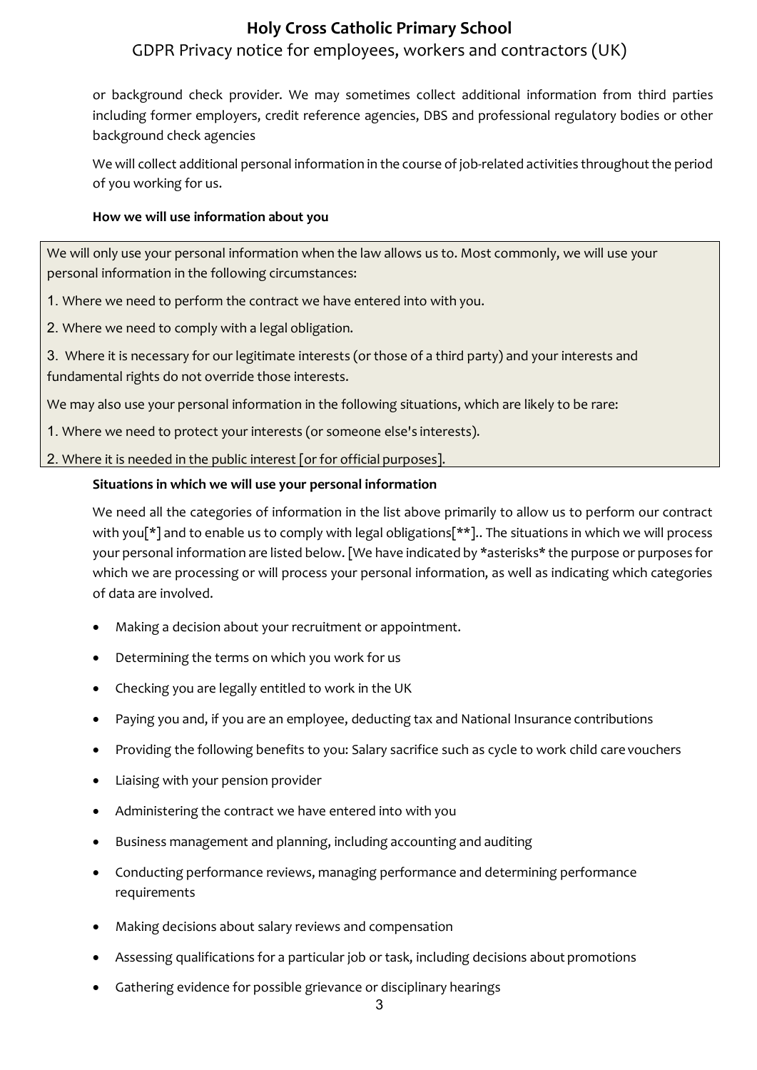or background check provider. We may sometimes collect additional information from third parties including former employers, credit reference agencies, DBS and professional regulatory bodies or other background check agencies

We will collect additional personal information in the course of job-related activities throughout the period of you working for us.

**How we will use information about you**

We will only use your personal information when the law allows us to. Most commonly, we will use your personal information in the following circumstances:

1. Where we need to perform the contract we have entered into with you.

2. Where we need to comply with a legal obligation.

3. Where it is necessary for our legitimate interests (or those of a third party) and your interests and fundamental rights do not override those interests.

We may also use your personal information in the following situations, which are likely to be rare:

1. Where we need to protect your interests (or someone else's interests).

2. Where it is needed in the public interest [or for official purposes].

**Situations in which we will use your personal information**

We need all the categories of information in the list above primarily to allow us to perform our contract with you[*] and to enable us to comply with legal obligations[**].. The situations in which we will process your personal information are listed below. [We have indicated by *asterisks* the purpose or purposes for which we are processing or will process your personal information, as well as indicating which categories of data are involved.

- Making a decision about your recruitment or appointment.
- Determining the terms on which you work for us
- Checking you are legally entitled to work in the UK
- Paying you and, if you are an employee, deducting tax and National Insurance contributions
- Providing the following benefits to you: Salary sacrifice such as cycle to work child care vouchers
- Liaising with your pension provider
- Administering the contract we have entered into with you
- Business management and planning, including accounting and auditing
- Conducting performance reviews, managing performance and determining performance requirements
- Making decisions about salary reviews and compensation
- Assessing qualifications for a particular job or task, including decisions about promotions
- Gathering evidence for possible grievance or disciplinary hearings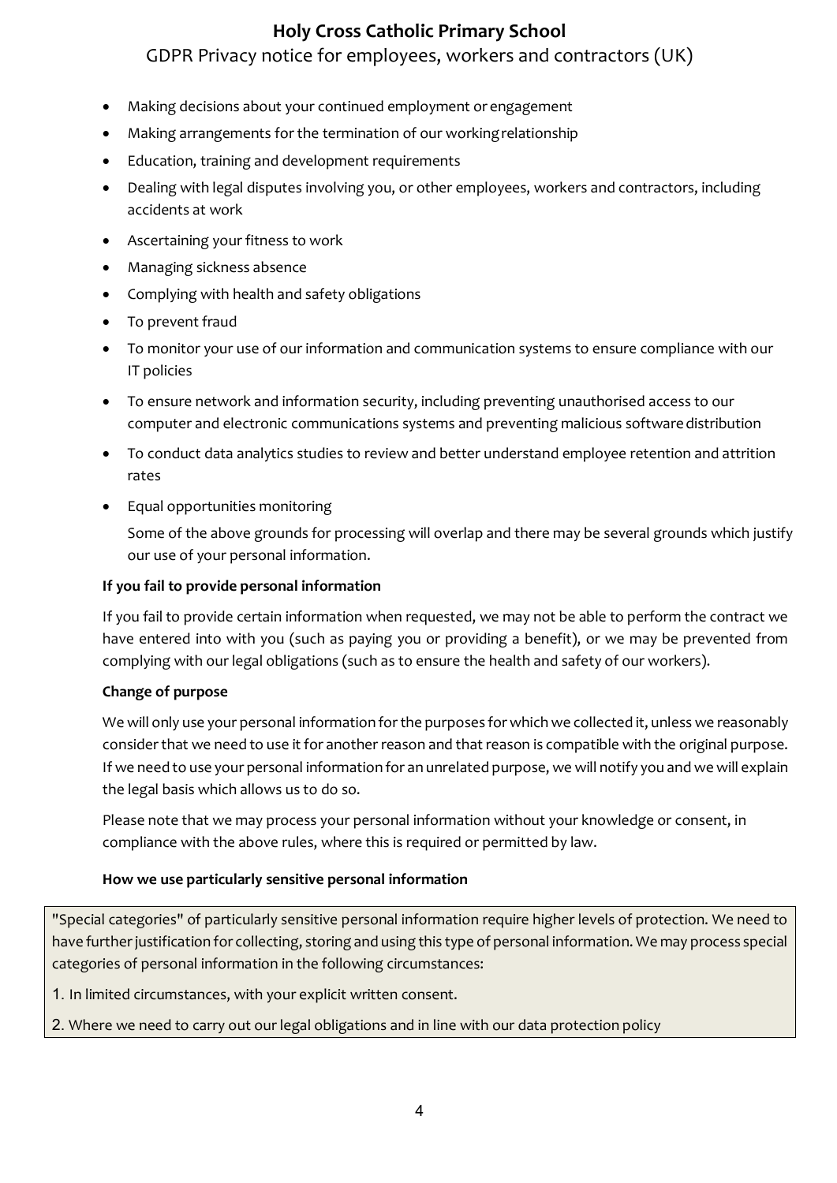- Making decisions about your continued employment or engagement
- Making arrangements for the termination of our working relationship
- Education, training and development requirements
- Dealing with legal disputes involving you, or other employees, workers and contractors, including accidents at work
- Ascertaining your fitness to work
- Managing sickness absence
- Complying with health and safety obligations
- To prevent fraud
- To monitor your use of our information and communication systems to ensure compliance with our IT policies
- To ensure network and information security, including preventing unauthorised access to our computer and electronic communications systems and preventing malicious software distribution
- To conduct data analytics studies to review and better understand employee retention and attrition rates
- Equal opportunities monitoring

  Some of the above grounds for processing will overlap and there may be several grounds which justify our use of your personal information.

**If you fail to provide personal information**

If you fail to provide certain information when requested, we may not be able to perform the contract we have entered into with you (such as paying you or providing a benefit), or we may be prevented from complying with our legal obligations (such as to ensure the health and safety of our workers).

**Change of purpose**

We will only use your personal information for the purposes for which we collected it, unless we reasonably consider that we need to use it for another reason and that reason is compatible with the original purpose. If we need to use your personal information for an unrelated purpose, we will notify you and we will explain the legal basis which allows us to do so.

Please note that we may process your personal information without your knowledge or consent, in compliance with the above rules, where this is required or permitted by law.

**How we use particularly sensitive personal information**

"Special categories" of particularly sensitive personal information require higher levels of protection. We need to have further justification for collecting, storing and using this type of personal information. We may process special categories of personal information in the following circumstances:

1. In limited circumstances, with your explicit written consent.
2. Where we need to carry out our legal obligations and in line with our data protection policy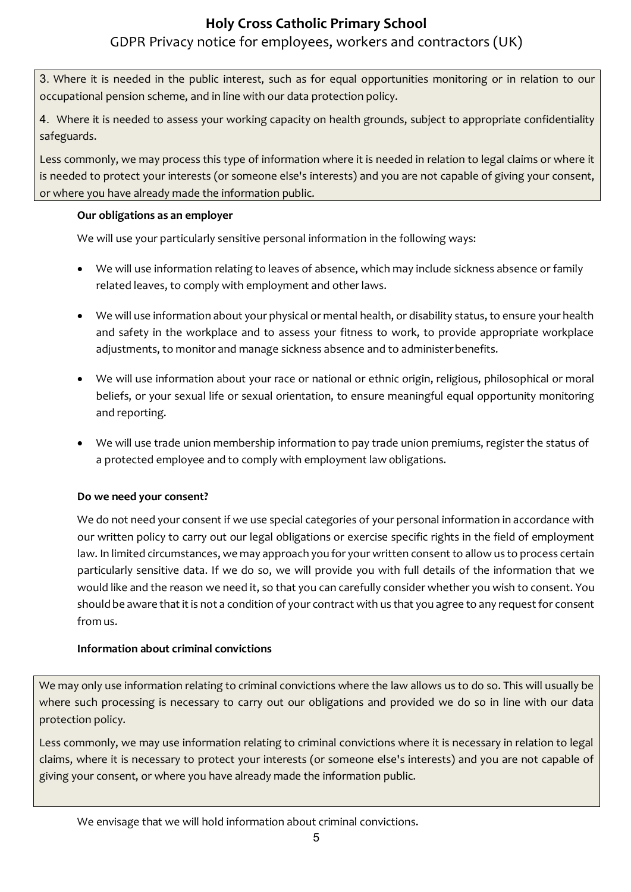3. Where it is needed in the public interest, such as for equal opportunities monitoring or in relation to our occupational pension scheme, and in line with our data protection policy.

4. Where it is needed to assess your working capacity on health grounds, subject to appropriate confidentiality safeguards.

Less commonly, we may process this type of information where it is needed in relation to legal claims or where it is needed to protect your interests (or someone else's interests) and you are not capable of giving your consent, or where you have already made the information public.

**Our obligations as an employer**

We will use your particularly sensitive personal information in the following ways:

- We will use information relating to leaves of absence, which may include sickness absence or family related leaves, to comply with employment and other laws.
- We will use information about your physical or mental health, or disability status, to ensure your health and safety in the workplace and to assess your fitness to work, to provide appropriate workplace adjustments, to monitor and manage sickness absence and to administer benefits.
- We will use information about your race or national or ethnic origin, religious, philosophical or moral beliefs, or your sexual life or sexual orientation, to ensure meaningful equal opportunity monitoring and reporting.
- We will use trade union membership information to pay trade union premiums, register the status of a protected employee and to comply with employment law obligations.

**Do we need your consent?**

We do not need your consent if we use special categories of your personal information in accordance with our written policy to carry out our legal obligations or exercise specific rights in the field of employment law. In limited circumstances, we may approach you for your written consent to allow us to process certain particularly sensitive data. If we do so, we will provide you with full details of the information that we would like and the reason we need it, so that you can carefully consider whether you wish to consent. You should be aware that it is not a condition of your contract with us that you agree to any request for consent from us.

**Information about criminal convictions**

We may only use information relating to criminal convictions where the law allows us to do so. This will usually be where such processing is necessary to carry out our obligations and provided we do so in line with our data protection policy.

Less commonly, we may use information relating to criminal convictions where it is necessary in relation to legal claims, where it is necessary to protect your interests (or someone else's interests) and you are not capable of giving your consent, or where you have already made the information public.

We envisage that we will hold information about criminal convictions.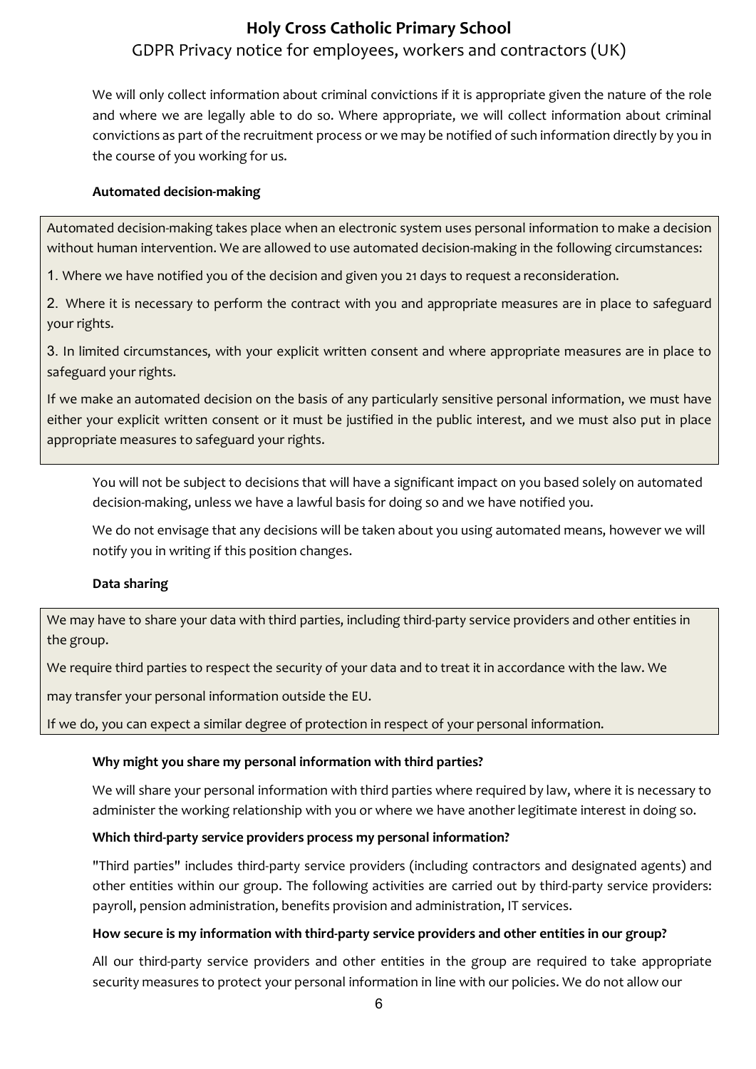We will only collect information about criminal convictions if it is appropriate given the nature of the role and where we are legally able to do so. Where appropriate, we will collect information about criminal convictions as part of the recruitment process or we may be notified of such information directly by you in the course of you working for us.

**Automated decision-making**

Automated decision-making takes place when an electronic system uses personal information to make a decision without human intervention. We are allowed to use automated decision-making in the following circumstances:

1. Where we have notified you of the decision and given you 21 days to request a reconsideration.

2. Where it is necessary to perform the contract with you and appropriate measures are in place to safeguard your rights.

3. In limited circumstances, with your explicit written consent and where appropriate measures are in place to safeguard your rights.

If we make an automated decision on the basis of any particularly sensitive personal information, we must have either your explicit written consent or it must be justified in the public interest, and we must also put in place appropriate measures to safeguard your rights.

You will not be subject to decisions that will have a significant impact on you based solely on automated decision-making, unless we have a lawful basis for doing so and we have notified you.

We do not envisage that any decisions will be taken about you using automated means, however we will notify you in writing if this position changes.

**Data sharing**

We may have to share your data with third parties, including third-party service providers and other entities in the group.

We require third parties to respect the security of your data and to treat it in accordance with the law. We may transfer your personal information outside the EU.

If we do, you can expect a similar degree of protection in respect of your personal information.

**Why might you share my personal information with third parties?**

We will share your personal information with third parties where required by law, where it is necessary to administer the working relationship with you or where we have another legitimate interest in doing so.

**Which third-party service providers process my personal information?**

"Third parties" includes third-party service providers (including contractors and designated agents) and other entities within our group. The following activities are carried out by third-party service providers: payroll, pension administration, benefits provision and administration, IT services.

**How secure is my information with third-party service providers and other entities in our group?**

All our third-party service providers and other entities in the group are required to take appropriate security measures to protect your personal information in line with our policies. We do not allow our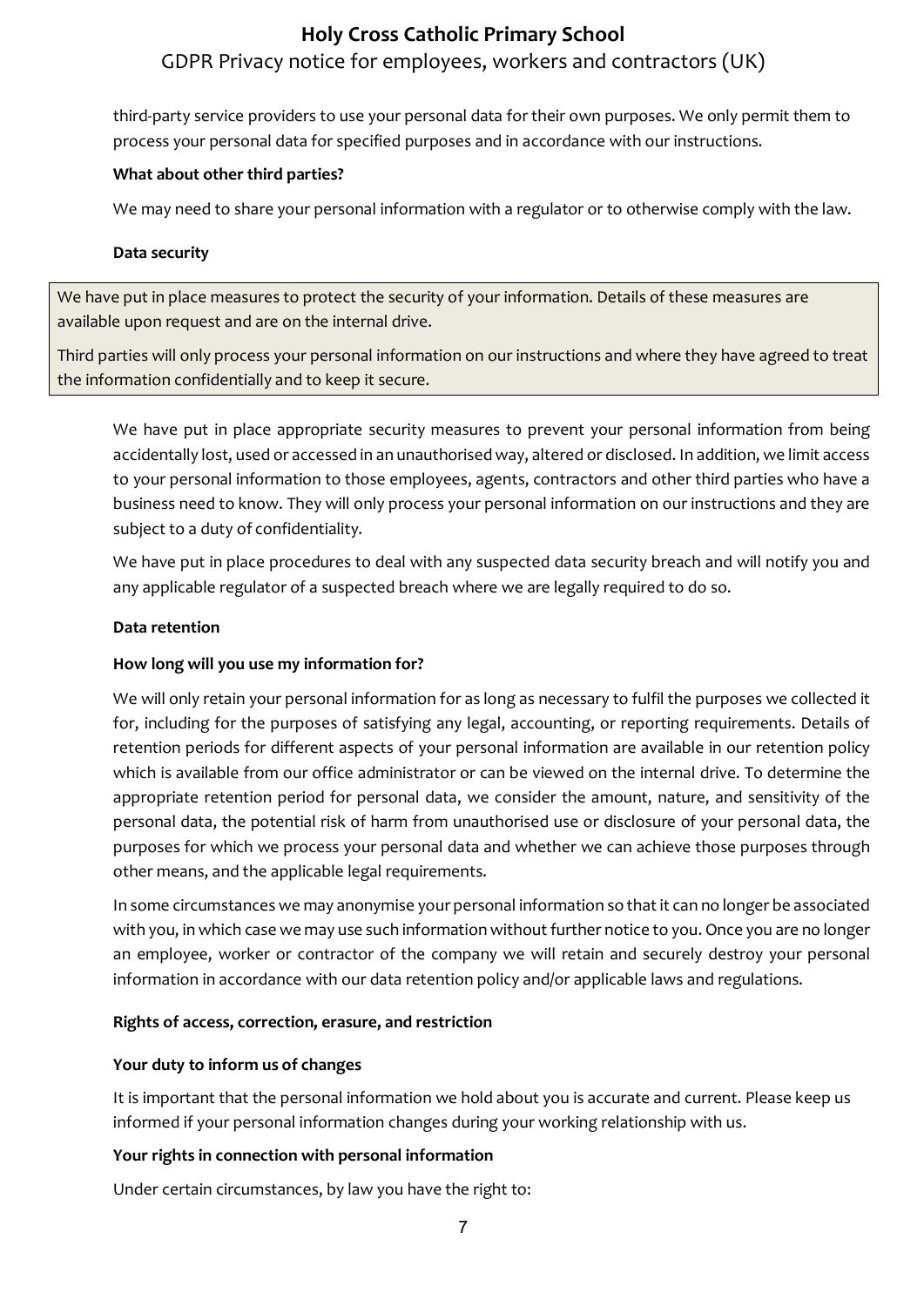third-party service providers to use your personal data for their own purposes. We only permit them to process your personal data for specified purposes and in accordance with our instructions.

**What about other third parties?**

We may need to share your personal information with a regulator or to otherwise comply with the law.

**Data security**

We have put in place measures to protect the security of your information. Details of these measures are available upon request and are on the internal drive.

Third parties will only process your personal information on our instructions and where they have agreed to treat the information confidentially and to keep it secure.

We have put in place appropriate security measures to prevent your personal information from being accidentally lost, used or accessed in an unauthorised way, altered or disclosed. In addition, we limit access to your personal information to those employees, agents, contractors and other third parties who have a business need to know. They will only process your personal information on our instructions and they are subject to a duty of confidentiality.

We have put in place procedures to deal with any suspected data security breach and will notify you and any applicable regulator of a suspected breach where we are legally required to do so.

**Data retention**

**How long will you use my information for?**

We will only retain your personal information for as long as necessary to fulfil the purposes we collected it for, including for the purposes of satisfying any legal, accounting, or reporting requirements. Details of retention periods for different aspects of your personal information are available in our retention policy which is available from our office administrator or can be viewed on the internal drive. To determine the appropriate retention period for personal data, we consider the amount, nature, and sensitivity of the personal data, the potential risk of harm from unauthorised use or disclosure of your personal data, the purposes for which we process your personal data and whether we can achieve those purposes through other means, and the applicable legal requirements.

In some circumstances we may anonymise your personal information so that it can no longer be associated with you, in which case we may use such information without further notice to you. Once you are no longer an employee, worker or contractor of the company we will retain and securely destroy your personal information in accordance with our data retention policy and/or applicable laws and regulations.

**Rights of access, correction, erasure, and restriction**

**Your duty to inform us of changes**

It is important that the personal information we hold about you is accurate and current. Please keep us informed if your personal information changes during your working relationship with us.

**Your rights in connection with personal information**

Under certain circumstances, by law you have the right to: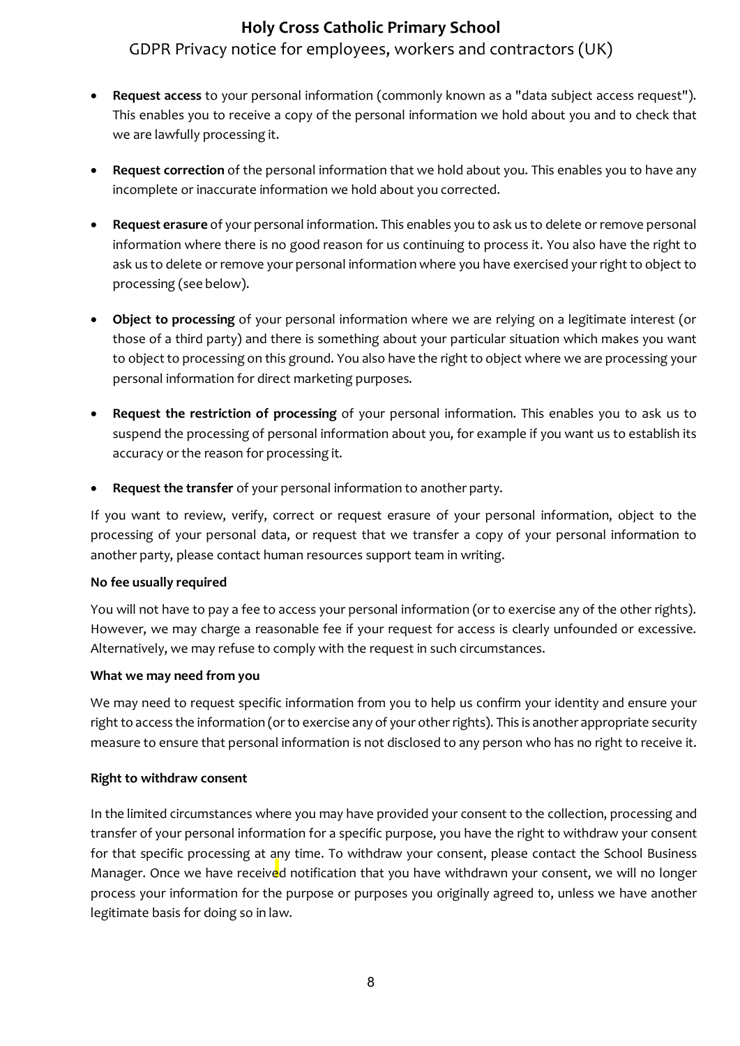- **Request access** to your personal information (commonly known as a "data subject access request"). This enables you to receive a copy of the personal information we hold about you and to check that we are lawfully processing it.

- **Request correction** of the personal information that we hold about you. This enables you to have any incomplete or inaccurate information we hold about you corrected.

- **Request erasure** of your personal information. This enables you to ask us to delete or remove personal information where there is no good reason for us continuing to process it. You also have the right to ask us to delete or remove your personal information where you have exercised your right to object to processing (see below).

- **Object to processing** of your personal information where we are relying on a legitimate interest (or those of a third party) and there is something about your particular situation which makes you want to object to processing on this ground. You also have the right to object where we are processing your personal information for direct marketing purposes.

- **Request the restriction of processing** of your personal information. This enables you to ask us to suspend the processing of personal information about you, for example if you want us to establish its accuracy or the reason for processing it.

- **Request the transfer** of your personal information to another party.

If you want to review, verify, correct or request erasure of your personal information, object to the processing of your personal data, or request that we transfer a copy of your personal information to another party, please contact human resources support team in writing.

**No fee usually required**

You will not have to pay a fee to access your personal information (or to exercise any of the other rights). However, we may charge a reasonable fee if your request for access is clearly unfounded or excessive. Alternatively, we may refuse to comply with the request in such circumstances.

**What we may need from you**

We may need to request specific information from you to help us confirm your identity and ensure your right to access the information (or to exercise any of your other rights). This is another appropriate security measure to ensure that personal information is not disclosed to any person who has no right to receive it.

**Right to withdraw consent**

In the limited circumstances where you may have provided your consent to the collection, processing and transfer of your personal information for a specific purpose, you have the right to withdraw your consent for that specific processing at any time. To withdraw your consent, please contact the School Business Manager. Once we have received notification that you have withdrawn your consent, we will no longer process your information for the purpose or purposes you originally agreed to, unless we have another legitimate basis for doing so in law.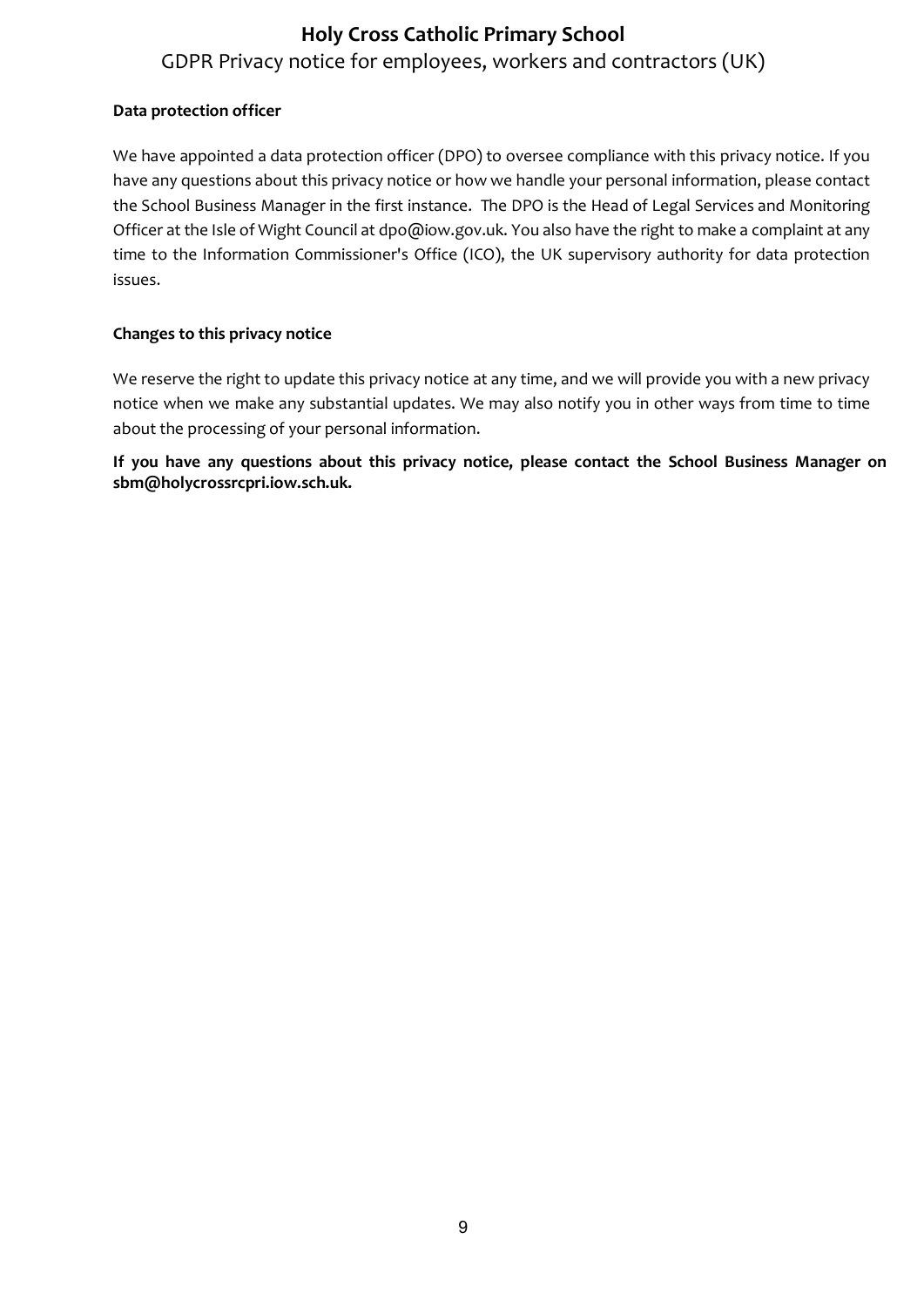**Data protection officer**

We have appointed a data protection officer (DPO) to oversee compliance with this privacy notice. If you have any questions about this privacy notice or how we handle your personal information, please contact the School Business Manager in the first instance. The DPO is the Head of Legal Services and Monitoring Officer at the Isle of Wight Council at dpo@iow.gov.uk. You also have the right to make a complaint at any time to the Information Commissioner's Office (ICO), the UK supervisory authority for data protection issues.

**Changes to this privacy notice**

We reserve the right to update this privacy notice at any time, and we will provide you with a new privacy notice when we make any substantial updates. We may also notify you in other ways from time to time about the processing of your personal information.

**If you have any questions about this privacy notice, please contact the School Business Manager on sbm@holycrossrcpri.iow.sch.uk.**